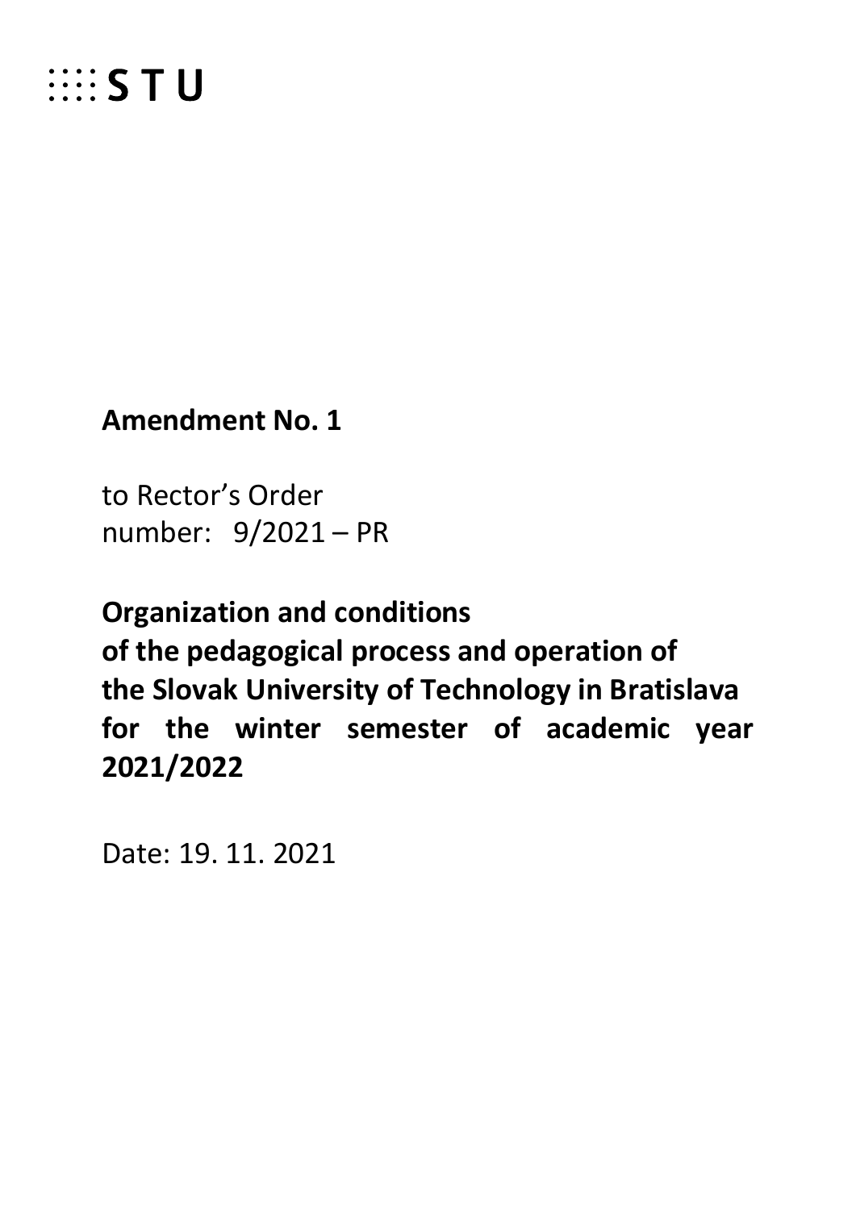STU

**Amendment No. 1**

to Rector's Order
number: 9/2021 – PR

**Organization and conditions of the pedagogical process and operation of the Slovak University of Technology in Bratislava for the winter semester of academic year 2021/2022**

Date: 19. 11. 2021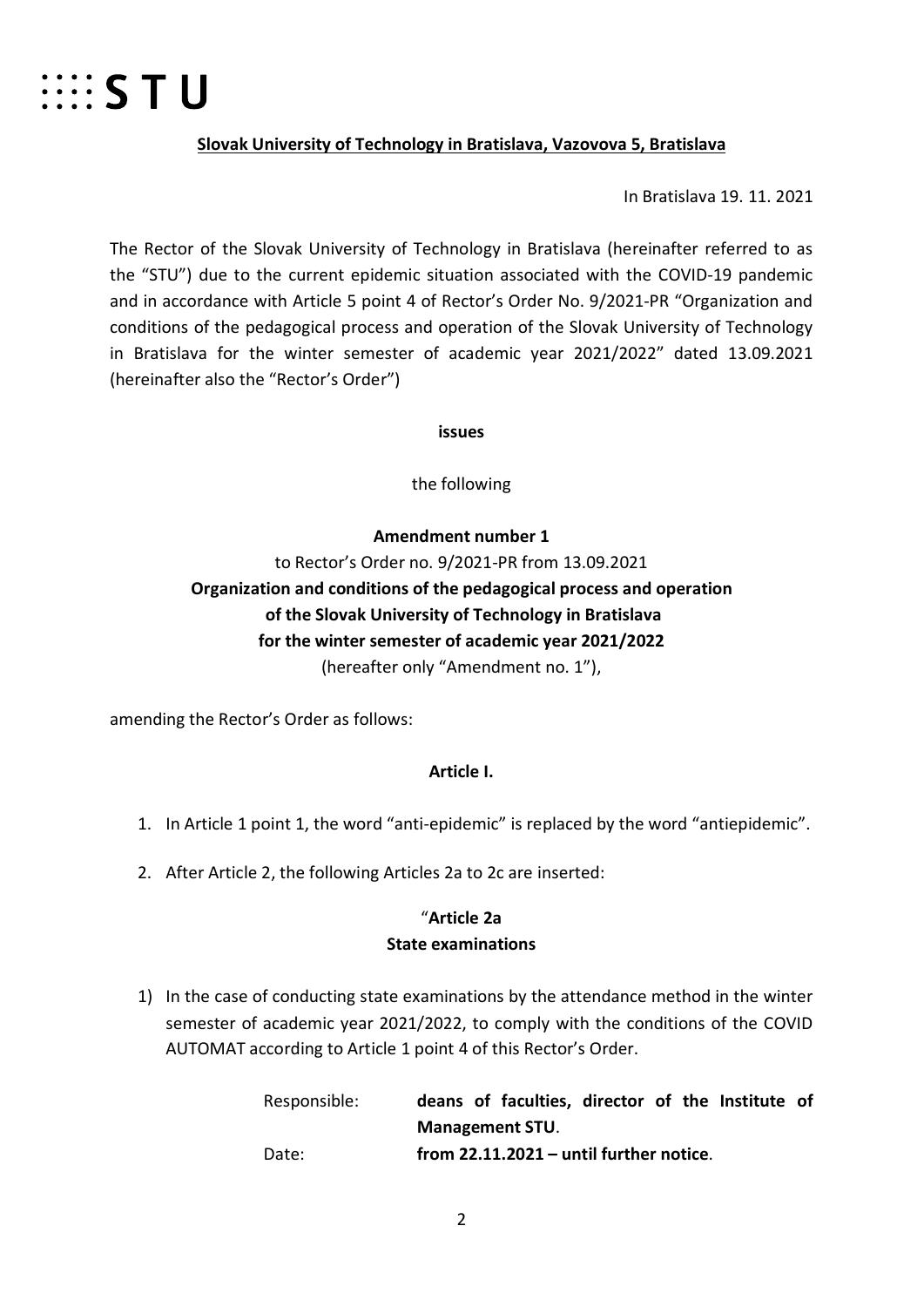# STU

**Slovak University of Technology in Bratislava, Vazovova 5, Bratislava**

In Bratislava 19. 11. 2021

The Rector of the Slovak University of Technology in Bratislava (hereinafter referred to as the "STU") due to the current epidemic situation associated with the COVID-19 pandemic and in accordance with Article 5 point 4 of Rector's Order No. 9/2021-PR "Organization and conditions of the pedagogical process and operation of the Slovak University of Technology in Bratislava for the winter semester of academic year 2021/2022" dated 13.09.2021 (hereinafter also the "Rector's Order")

**issues**

the following

**Amendment number 1**
to Rector's Order no. 9/2021-PR from 13.09.2021
**Organization and conditions of the pedagogical process and operation of the Slovak University of Technology in Bratislava for the winter semester of academic year 2021/2022**
(hereafter only "Amendment no. 1"),

amending the Rector's Order as follows:

**Article I.**

1. In Article 1 point 1, the word "anti-epidemic" is replaced by the word "antiepidemic".
2. After Article 2, the following Articles 2a to 2c are inserted:

"**Article 2a**
**State examinations**

1) In the case of conducting state examinations by the attendance method in the winter semester of academic year 2021/2022, to comply with the conditions of the COVID AUTOMAT according to Article 1 point 4 of this Rector's Order.

Responsible: **deans of faculties, director of the Institute of Management STU**.
Date: **from 22.11.2021 – until further notice**.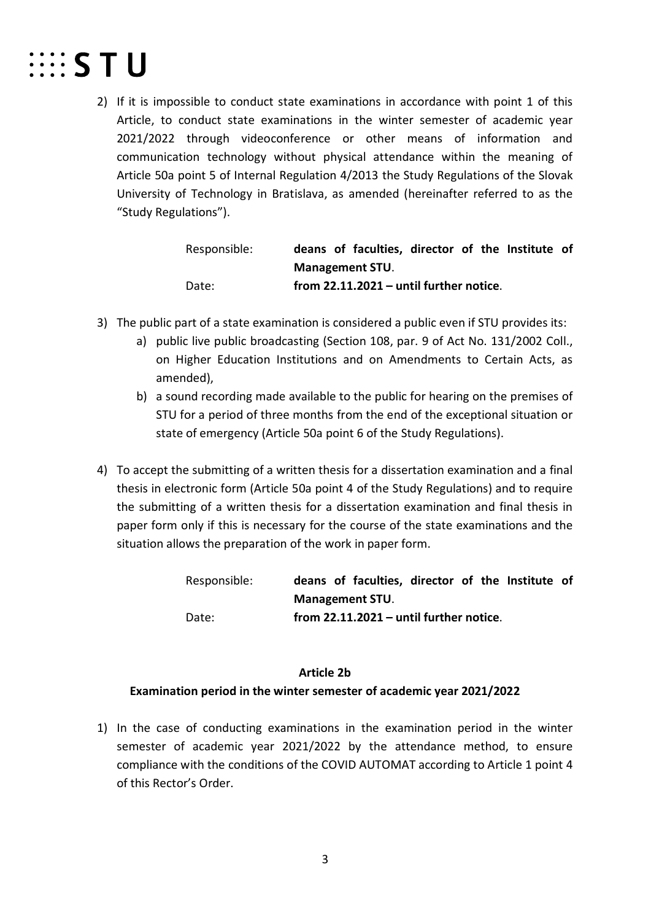2) If it is impossible to conduct state examinations in accordance with point 1 of this Article, to conduct state examinations in the winter semester of academic year 2021/2022 through videoconference or other means of information and communication technology without physical attendance within the meaning of Article 50a point 5 of Internal Regulation 4/2013 the Study Regulations of the Slovak University of Technology in Bratislava, as amended (hereinafter referred to as the "Study Regulations").

Responsible: **deans of faculties, director of the Institute of Management STU**.
Date: **from 22.11.2021 – until further notice**.

3) The public part of a state examination is considered a public even if STU provides its:
   a) public live public broadcasting (Section 108, par. 9 of Act No. 131/2002 Coll., on Higher Education Institutions and on Amendments to Certain Acts, as amended),
   b) a sound recording made available to the public for hearing on the premises of STU for a period of three months from the end of the exceptional situation or state of emergency (Article 50a point 6 of the Study Regulations).

4) To accept the submitting of a written thesis for a dissertation examination and a final thesis in electronic form (Article 50a point 4 of the Study Regulations) and to require the submitting of a written thesis for a dissertation examination and final thesis in paper form only if this is necessary for the course of the state examinations and the situation allows the preparation of the work in paper form.

Responsible: **deans of faculties, director of the Institute of Management STU**.
Date: **from 22.11.2021 – until further notice**.

### Article 2b
### Examination period in the winter semester of academic year 2021/2022

1) In the case of conducting examinations in the examination period in the winter semester of academic year 2021/2022 by the attendance method, to ensure compliance with the conditions of the COVID AUTOMAT according to Article 1 point 4 of this Rector's Order.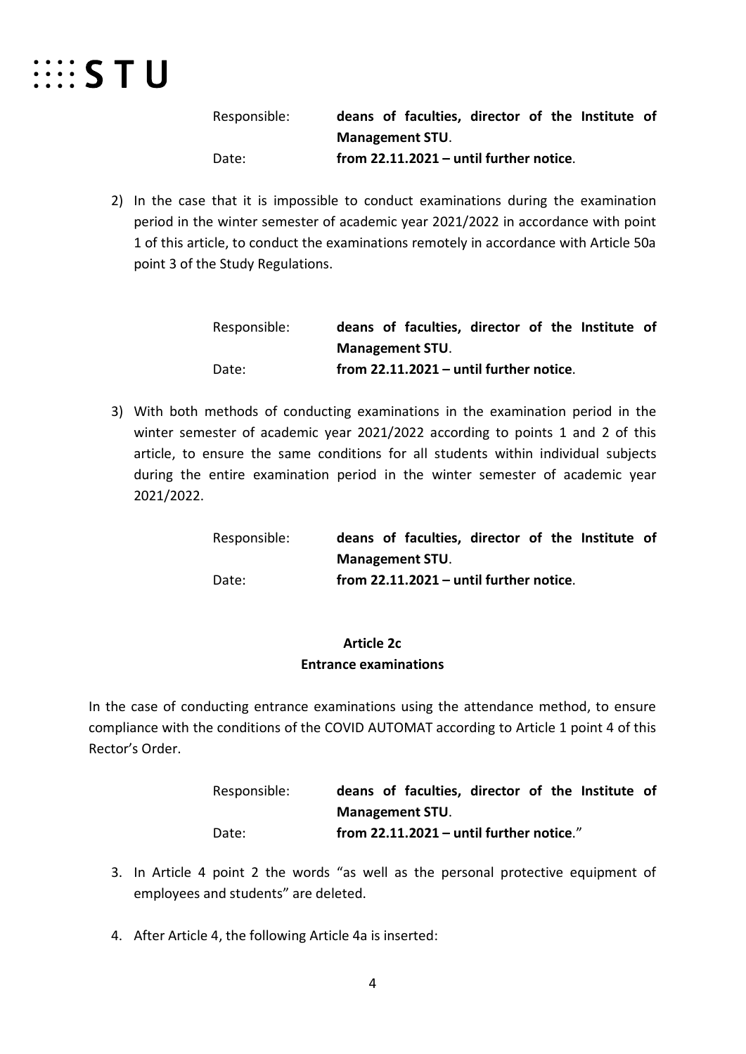Responsible: **deans of faculties, director of the Institute of Management STU**.
Date: **from 22.11.2021 – until further notice**.

2) In the case that it is impossible to conduct examinations during the examination period in the winter semester of academic year 2021/2022 in accordance with point 1 of this article, to conduct the examinations remotely in accordance with Article 50a point 3 of the Study Regulations.

Responsible: **deans of faculties, director of the Institute of Management STU**.
Date: **from 22.11.2021 – until further notice**.

3) With both methods of conducting examinations in the examination period in the winter semester of academic year 2021/2022 according to points 1 and 2 of this article, to ensure the same conditions for all students within individual subjects during the entire examination period in the winter semester of academic year 2021/2022.

Responsible: **deans of faculties, director of the Institute of Management STU**.
Date: **from 22.11.2021 – until further notice**.

**Article 2c**
**Entrance examinations**

In the case of conducting entrance examinations using the attendance method, to ensure compliance with the conditions of the COVID AUTOMAT according to Article 1 point 4 of this Rector's Order.

Responsible: **deans of faculties, director of the Institute of Management STU**.
Date: **from 22.11.2021 – until further notice**."

3. In Article 4 point 2 the words "as well as the personal protective equipment of employees and students" are deleted.

4. After Article 4, the following Article 4a is inserted: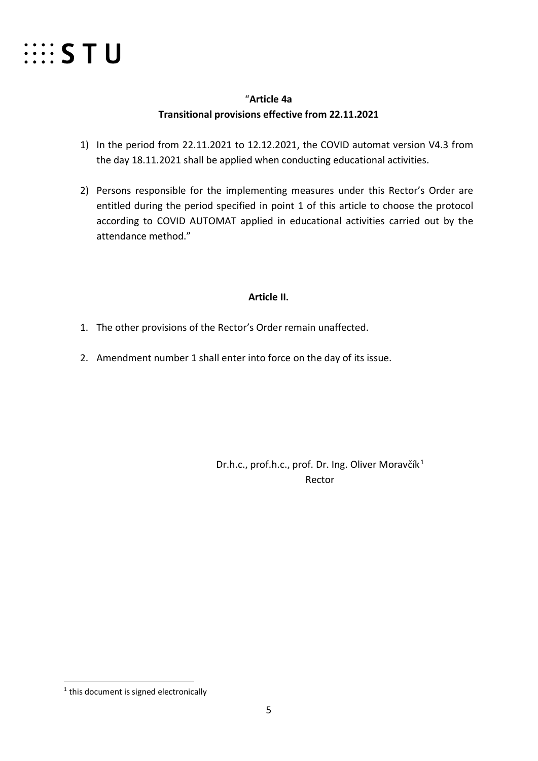"**Article 4a**
**Transitional provisions effective from 22.11.2021**

1) In the period from 22.11.2021 to 12.12.2021, the COVID automat version V4.3 from the day 18.11.2021 shall be applied when conducting educational activities.

2) Persons responsible for the implementing measures under this Rector's Order are entitled during the period specified in point 1 of this article to choose the protocol according to COVID AUTOMAT applied in educational activities carried out by the attendance method."

**Article II.**

1. The other provisions of the Rector's Order remain unaffected.
2. Amendment number 1 shall enter into force on the day of its issue.

Dr.h.c., prof.h.c., prof. Dr. Ing. Oliver Moravčík[1]
Rector

[1] this document is signed electronically